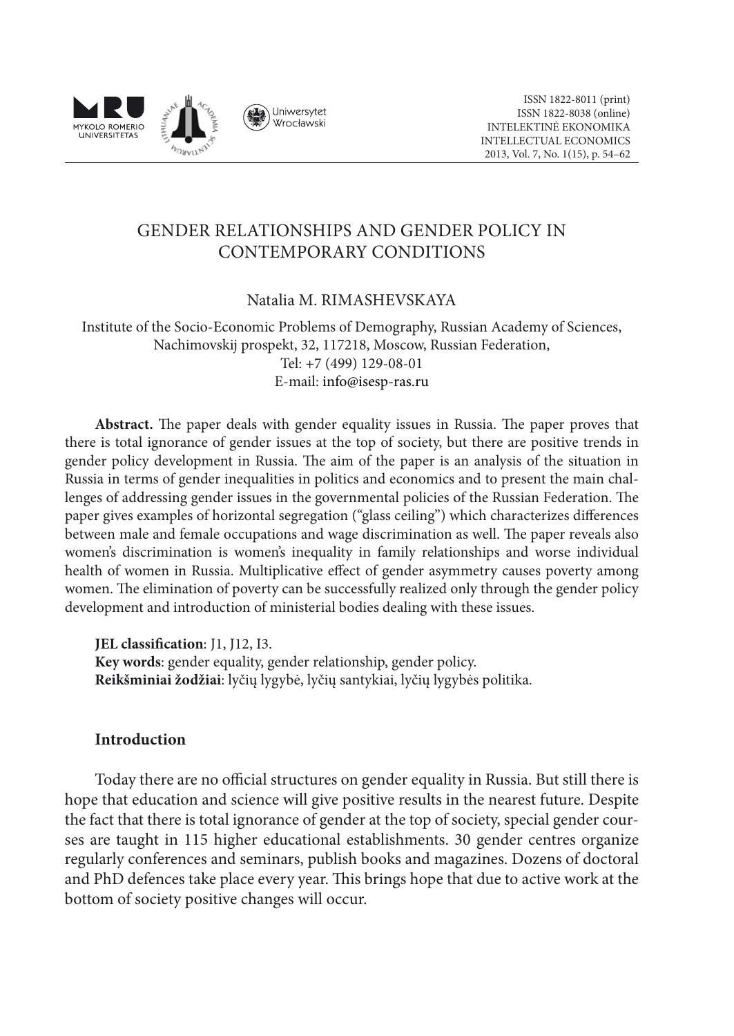# GENDER RELATIONSHIPS AND GENDER POLICY IN CONTEMPORARY CONDITIONS

Natalia M. RIMASHEVSKAYA

Institute of the Socio-Economic Problems of Demography, Russian Academy of Sciences, Nachimovskij prospekt, 32, 117218, Moscow, Russian Federation,
Tel: +7 (499) 129-08-01
E-mail: info@isesp-ras.ru

**Abstract.** The paper deals with gender equality issues in Russia. The paper proves that there is total ignorance of gender issues at the top of society, but there are positive trends in gender policy development in Russia. The aim of the paper is an analysis of the situation in Russia in terms of gender inequalities in politics and economics and to present the main challenges of addressing gender issues in the governmental policies of the Russian Federation. The paper gives examples of horizontal segregation ("glass ceiling") which characterizes differences between male and female occupations and wage discrimination as well. The paper reveals also women's discrimination is women's inequality in family relationships and worse individual health of women in Russia. Multiplicative effect of gender asymmetry causes poverty among women. The elimination of poverty can be successfully realized only through the gender policy development and introduction of ministerial bodies dealing with these issues.

**JEL classification**: J1, J12, I3.
**Key words**: gender equality, gender relationship, gender policy.
**Reikšminiai žodžiai**: lyčių lygybė, lyčių santykiai, lyčių lygybės politika.

## Introduction

Today there are no official structures on gender equality in Russia. But still there is hope that education and science will give positive results in the nearest future. Despite the fact that there is total ignorance of gender at the top of society, special gender courses are taught in 115 higher educational establishments. 30 gender centres organize regularly conferences and seminars, publish books and magazines. Dozens of doctoral and PhD defences take place every year. This brings hope that due to active work at the bottom of society positive changes will occur.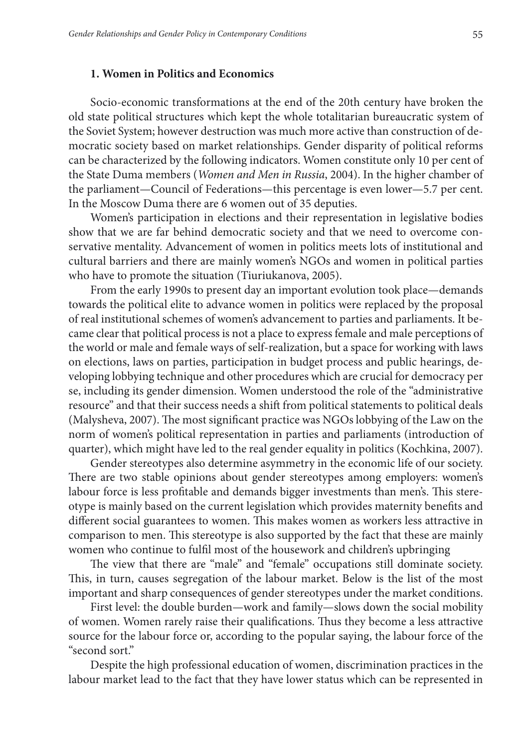### 1. Women in Politics and Economics

Socio-economic transformations at the end of the 20th century have broken the old state political structures which kept the whole totalitarian bureaucratic system of the Soviet System; however destruction was much more active than construction of democratic society based on market relationships. Gender disparity of political reforms can be characterized by the following indicators. Women constitute only 10 per cent of the State Duma members (*Women and Men in Russia*, 2004). In the higher chamber of the parliament—Council of Federations—this percentage is even lower—5.7 per cent. In the Moscow Duma there are 6 women out of 35 deputies.

Women's participation in elections and their representation in legislative bodies show that we are far behind democratic society and that we need to overcome conservative mentality. Advancement of women in politics meets lots of institutional and cultural barriers and there are mainly women's NGOs and women in political parties who have to promote the situation (Tiuriukanova, 2005).

From the early 1990s to present day an important evolution took place—demands towards the political elite to advance women in politics were replaced by the proposal of real institutional schemes of women's advancement to parties and parliaments. It became clear that political process is not a place to express female and male perceptions of the world or male and female ways of self-realization, but a space for working with laws on elections, laws on parties, participation in budget process and public hearings, developing lobbying technique and other procedures which are crucial for democracy per se, including its gender dimension. Women understood the role of the "administrative resource" and that their success needs a shift from political statements to political deals (Malysheva, 2007). The most significant practice was NGOs lobbying of the Law on the norm of women's political representation in parties and parliaments (introduction of quarter), which might have led to the real gender equality in politics (Kochkina, 2007).

Gender stereotypes also determine asymmetry in the economic life of our society. There are two stable opinions about gender stereotypes among employers: women's labour force is less profitable and demands bigger investments than men's. This stereotype is mainly based on the current legislation which provides maternity benefits and different social guarantees to women. This makes women as workers less attractive in comparison to men. This stereotype is also supported by the fact that these are mainly women who continue to fulfil most of the housework and children's upbringing

The view that there are "male" and "female" occupations still dominate society. This, in turn, causes segregation of the labour market. Below is the list of the most important and sharp consequences of gender stereotypes under the market conditions.

First level: the double burden—work and family—slows down the social mobility of women. Women rarely raise their qualifications. Thus they become a less attractive source for the labour force or, according to the popular saying, the labour force of the "second sort."

Despite the high professional education of women, discrimination practices in the labour market lead to the fact that they have lower status which can be represented in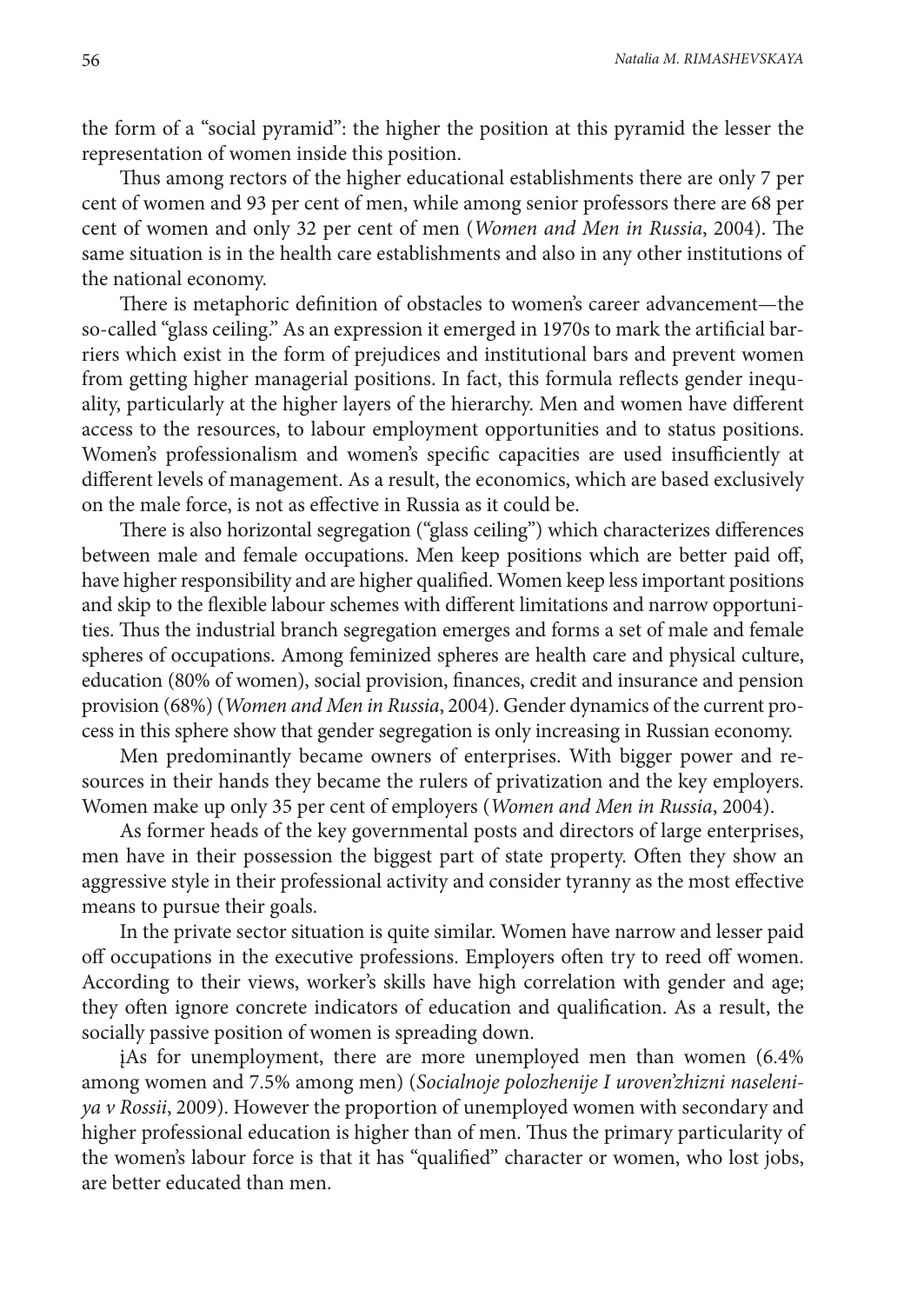the form of a "social pyramid": the higher the position at this pyramid the lesser the representation of women inside this position.

Thus among rectors of the higher educational establishments there are only 7 per cent of women and 93 per cent of men, while among senior professors there are 68 per cent of women and only 32 per cent of men (*Women and Men in Russia*, 2004). The same situation is in the health care establishments and also in any other institutions of the national economy.

There is metaphoric definition of obstacles to women's career advancement—the so-called "glass ceiling." As an expression it emerged in 1970s to mark the artificial barriers which exist in the form of prejudices and institutional bars and prevent women from getting higher managerial positions. In fact, this formula reflects gender inequality, particularly at the higher layers of the hierarchy. Men and women have different access to the resources, to labour employment opportunities and to status positions. Women's professionalism and women's specific capacities are used insufficiently at different levels of management. As a result, the economics, which are based exclusively on the male force, is not as effective in Russia as it could be.

There is also horizontal segregation ("glass ceiling") which characterizes differences between male and female occupations. Men keep positions which are better paid off, have higher responsibility and are higher qualified. Women keep less important positions and skip to the flexible labour schemes with different limitations and narrow opportunities. Thus the industrial branch segregation emerges and forms a set of male and female spheres of occupations. Among feminized spheres are health care and physical culture, education (80% of women), social provision, finances, credit and insurance and pension provision (68%) (*Women and Men in Russia*, 2004). Gender dynamics of the current process in this sphere show that gender segregation is only increasing in Russian economy.

Men predominantly became owners of enterprises. With bigger power and resources in their hands they became the rulers of privatization and the key employers. Women make up only 35 per cent of employers (*Women and Men in Russia*, 2004).

As former heads of the key governmental posts and directors of large enterprises, men have in their possession the biggest part of state property. Often they show an aggressive style in their professional activity and consider tyranny as the most effective means to pursue their goals.

In the private sector situation is quite similar. Women have narrow and lesser paid off occupations in the executive professions. Employers often try to reed off women. According to their views, worker's skills have high correlation with gender and age; they often ignore concrete indicators of education and qualification. As a result, the socially passive position of women is spreading down.

įAs for unemployment, there are more unemployed men than women (6.4% among women and 7.5% among men) (*Socialnoje polozhenije I uroven'zhizni naseleniya v Rossii*, 2009). However the proportion of unemployed women with secondary and higher professional education is higher than of men. Thus the primary particularity of the women's labour force is that it has "qualified" character or women, who lost jobs, are better educated than men.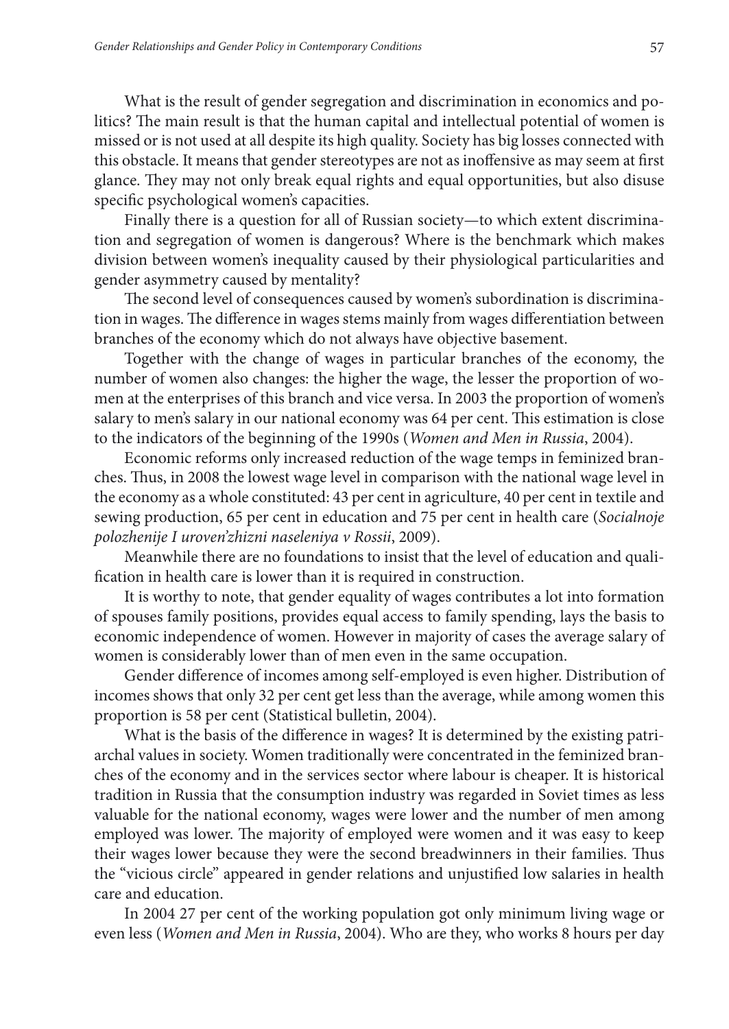What is the result of gender segregation and discrimination in economics and politics? The main result is that the human capital and intellectual potential of women is missed or is not used at all despite its high quality. Society has big losses connected with this obstacle. It means that gender stereotypes are not as inoffensive as may seem at first glance. They may not only break equal rights and equal opportunities, but also disuse specific psychological women's capacities.

Finally there is a question for all of Russian society—to which extent discrimination and segregation of women is dangerous? Where is the benchmark which makes division between women's inequality caused by their physiological particularities and gender asymmetry caused by mentality?

The second level of consequences caused by women's subordination is discrimination in wages. The difference in wages stems mainly from wages differentiation between branches of the economy which do not always have objective basement.

Together with the change of wages in particular branches of the economy, the number of women also changes: the higher the wage, the lesser the proportion of women at the enterprises of this branch and vice versa. In 2003 the proportion of women's salary to men's salary in our national economy was 64 per cent. This estimation is close to the indicators of the beginning of the 1990s (*Women and Men in Russia*, 2004).

Economic reforms only increased reduction of the wage temps in feminized branches. Thus, in 2008 the lowest wage level in comparison with the national wage level in the economy as a whole constituted: 43 per cent in agriculture, 40 per cent in textile and sewing production, 65 per cent in education and 75 per cent in health care (*Socialnoje polozhenije I uroven'zhizni naseleniya v Rossii*, 2009).

Meanwhile there are no foundations to insist that the level of education and qualification in health care is lower than it is required in construction.

It is worthy to note, that gender equality of wages contributes a lot into formation of spouses family positions, provides equal access to family spending, lays the basis to economic independence of women. However in majority of cases the average salary of women is considerably lower than of men even in the same occupation.

Gender difference of incomes among self-employed is even higher. Distribution of incomes shows that only 32 per cent get less than the average, while among women this proportion is 58 per cent (Statistical bulletin, 2004).

What is the basis of the difference in wages? It is determined by the existing patriarchal values in society. Women traditionally were concentrated in the feminized branches of the economy and in the services sector where labour is cheaper. It is historical tradition in Russia that the consumption industry was regarded in Soviet times as less valuable for the national economy, wages were lower and the number of men among employed was lower. The majority of employed were women and it was easy to keep their wages lower because they were the second breadwinners in their families. Thus the "vicious circle" appeared in gender relations and unjustified low salaries in health care and education.

In 2004 27 per cent of the working population got only minimum living wage or even less (*Women and Men in Russia*, 2004). Who are they, who works 8 hours per day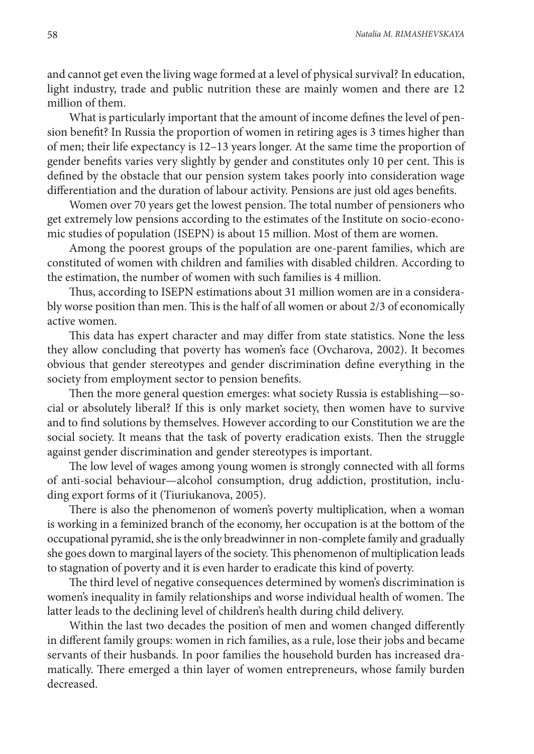and cannot get even the living wage formed at a level of physical survival? In education, light industry, trade and public nutrition these are mainly women and there are 12 million of them.

What is particularly important that the amount of income defines the level of pension benefit? In Russia the proportion of women in retiring ages is 3 times higher than of men; their life expectancy is 12–13 years longer. At the same time the proportion of gender benefits varies very slightly by gender and constitutes only 10 per cent. This is defined by the obstacle that our pension system takes poorly into consideration wage differentiation and the duration of labour activity. Pensions are just old ages benefits.

Women over 70 years get the lowest pension. The total number of pensioners who get extremely low pensions according to the estimates of the Institute on socio-economic studies of population (ISEPN) is about 15 million. Most of them are women.

Among the poorest groups of the population are one-parent families, which are constituted of women with children and families with disabled children. According to the estimation, the number of women with such families is 4 million.

Thus, according to ISEPN estimations about 31 million women are in a considerably worse position than men. This is the half of all women or about 2/3 of economically active women.

This data has expert character and may differ from state statistics. None the less they allow concluding that poverty has women's face (Ovcharova, 2002). It becomes obvious that gender stereotypes and gender discrimination define everything in the society from employment sector to pension benefits.

Then the more general question emerges: what society Russia is establishing—social or absolutely liberal? If this is only market society, then women have to survive and to find solutions by themselves. However according to our Constitution we are the social society. It means that the task of poverty eradication exists. Then the struggle against gender discrimination and gender stereotypes is important.

The low level of wages among young women is strongly connected with all forms of anti-social behaviour—alcohol consumption, drug addiction, prostitution, including export forms of it (Tiuriukanova, 2005).

There is also the phenomenon of women's poverty multiplication, when a woman is working in a feminized branch of the economy, her occupation is at the bottom of the occupational pyramid, she is the only breadwinner in non-complete family and gradually she goes down to marginal layers of the society. This phenomenon of multiplication leads to stagnation of poverty and it is even harder to eradicate this kind of poverty.

The third level of negative consequences determined by women's discrimination is women's inequality in family relationships and worse individual health of women. The latter leads to the declining level of children's health during child delivery.

Within the last two decades the position of men and women changed differently in different family groups: women in rich families, as a rule, lose their jobs and became servants of their husbands. In poor families the household burden has increased dramatically. There emerged a thin layer of women entrepreneurs, whose family burden decreased.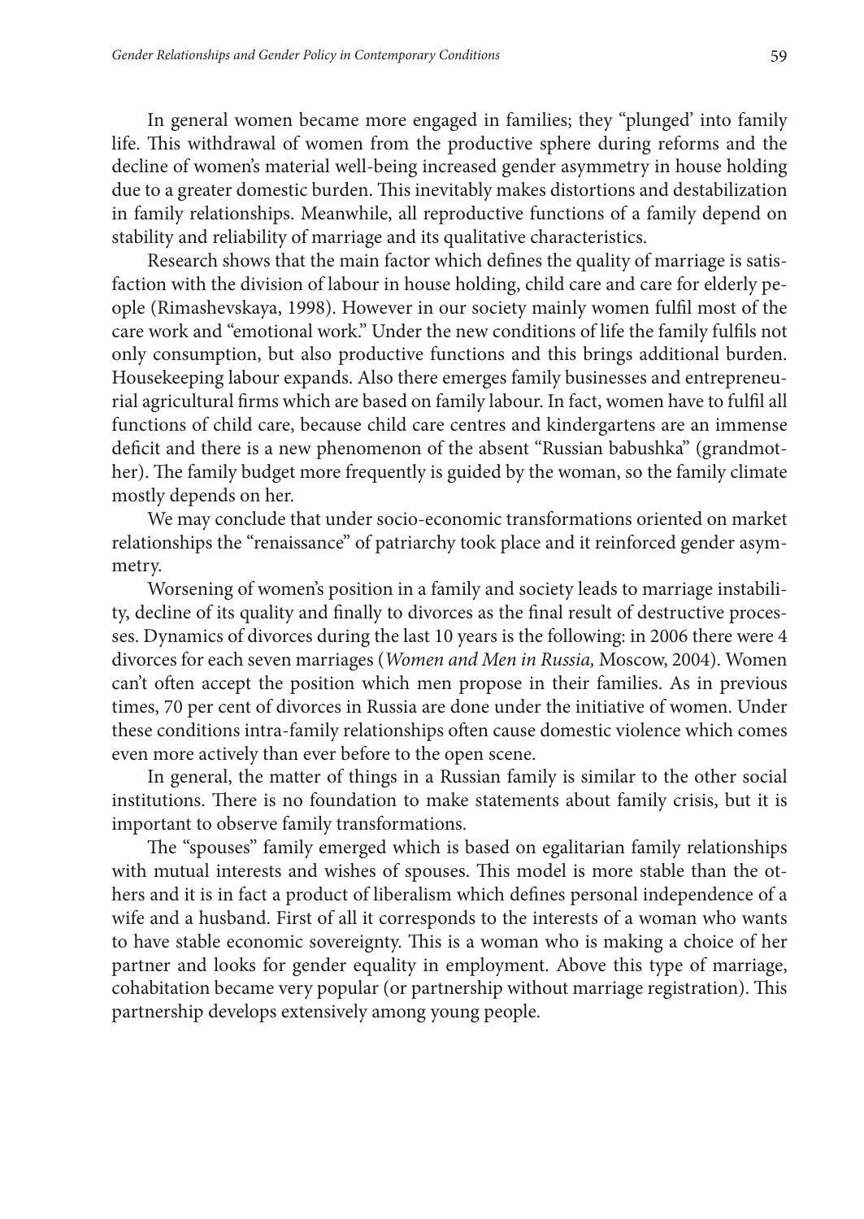In general women became more engaged in families; they "plunged' into family life. This withdrawal of women from the productive sphere during reforms and the decline of women's material well-being increased gender asymmetry in house holding due to a greater domestic burden. This inevitably makes distortions and destabilization in family relationships. Meanwhile, all reproductive functions of a family depend on stability and reliability of marriage and its qualitative characteristics.

Research shows that the main factor which defines the quality of marriage is satisfaction with the division of labour in house holding, child care and care for elderly people (Rimashevskaya, 1998). However in our society mainly women fulfil most of the care work and "emotional work." Under the new conditions of life the family fulfils not only consumption, but also productive functions and this brings additional burden. Housekeeping labour expands. Also there emerges family businesses and entrepreneurial agricultural firms which are based on family labour. In fact, women have to fulfil all functions of child care, because child care centres and kindergartens are an immense deficit and there is a new phenomenon of the absent "Russian babushka" (grandmother). The family budget more frequently is guided by the woman, so the family climate mostly depends on her.

We may conclude that under socio-economic transformations oriented on market relationships the "renaissance" of patriarchy took place and it reinforced gender asymmetry.

Worsening of women's position in a family and society leads to marriage instability, decline of its quality and finally to divorces as the final result of destructive processes. Dynamics of divorces during the last 10 years is the following: in 2006 there were 4 divorces for each seven marriages (*Women and Men in Russia,* Moscow, 2004). Women can't often accept the position which men propose in their families. As in previous times, 70 per cent of divorces in Russia are done under the initiative of women. Under these conditions intra-family relationships often cause domestic violence which comes even more actively than ever before to the open scene.

In general, the matter of things in a Russian family is similar to the other social institutions. There is no foundation to make statements about family crisis, but it is important to observe family transformations.

The "spouses" family emerged which is based on egalitarian family relationships with mutual interests and wishes of spouses. This model is more stable than the others and it is in fact a product of liberalism which defines personal independence of a wife and a husband. First of all it corresponds to the interests of a woman who wants to have stable economic sovereignty. This is a woman who is making a choice of her partner and looks for gender equality in employment. Above this type of marriage, cohabitation became very popular (or partnership without marriage registration). This partnership develops extensively among young people.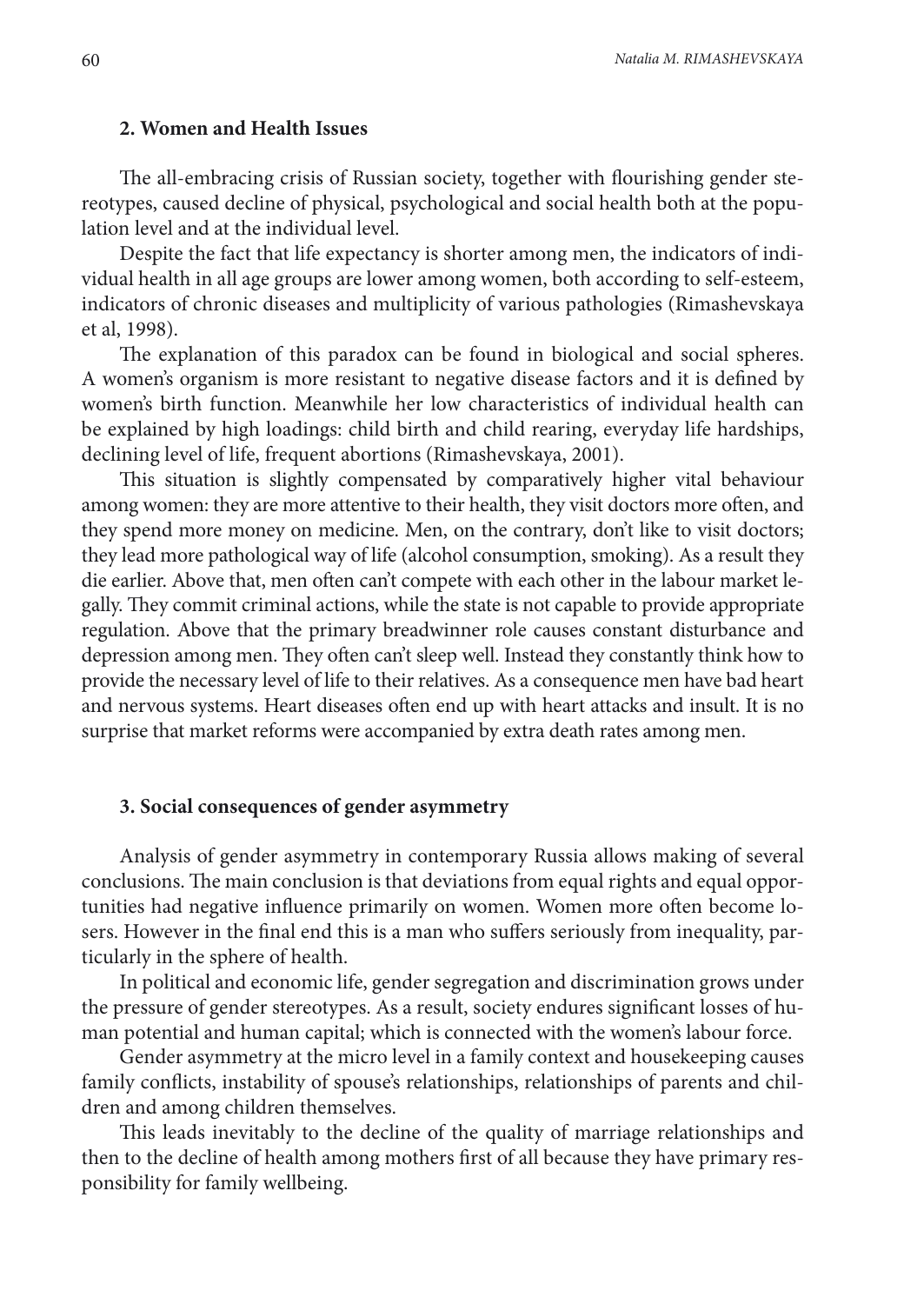## 2. Women and Health Issues

The all-embracing crisis of Russian society, together with flourishing gender stereotypes, caused decline of physical, psychological and social health both at the population level and at the individual level.

Despite the fact that life expectancy is shorter among men, the indicators of individual health in all age groups are lower among women, both according to self-esteem, indicators of chronic diseases and multiplicity of various pathologies (Rimashevskaya et al, 1998).

The explanation of this paradox can be found in biological and social spheres. A women's organism is more resistant to negative disease factors and it is defined by women's birth function. Meanwhile her low characteristics of individual health can be explained by high loadings: child birth and child rearing, everyday life hardships, declining level of life, frequent abortions (Rimashevskaya, 2001).

This situation is slightly compensated by comparatively higher vital behaviour among women: they are more attentive to their health, they visit doctors more often, and they spend more money on medicine. Men, on the contrary, don't like to visit doctors; they lead more pathological way of life (alcohol consumption, smoking). As a result they die earlier. Above that, men often can't compete with each other in the labour market legally. They commit criminal actions, while the state is not capable to provide appropriate regulation. Above that the primary breadwinner role causes constant disturbance and depression among men. They often can't sleep well. Instead they constantly think how to provide the necessary level of life to their relatives. As a consequence men have bad heart and nervous systems. Heart diseases often end up with heart attacks and insult. It is no surprise that market reforms were accompanied by extra death rates among men.

## 3. Social consequences of gender asymmetry

Analysis of gender asymmetry in contemporary Russia allows making of several conclusions. The main conclusion is that deviations from equal rights and equal opportunities had negative influence primarily on women. Women more often become losers. However in the final end this is a man who suffers seriously from inequality, particularly in the sphere of health.

In political and economic life, gender segregation and discrimination grows under the pressure of gender stereotypes. As a result, society endures significant losses of human potential and human capital; which is connected with the women's labour force.

Gender asymmetry at the micro level in a family context and housekeeping causes family conflicts, instability of spouse's relationships, relationships of parents and children and among children themselves.

This leads inevitably to the decline of the quality of marriage relationships and then to the decline of health among mothers first of all because they have primary responsibility for family wellbeing.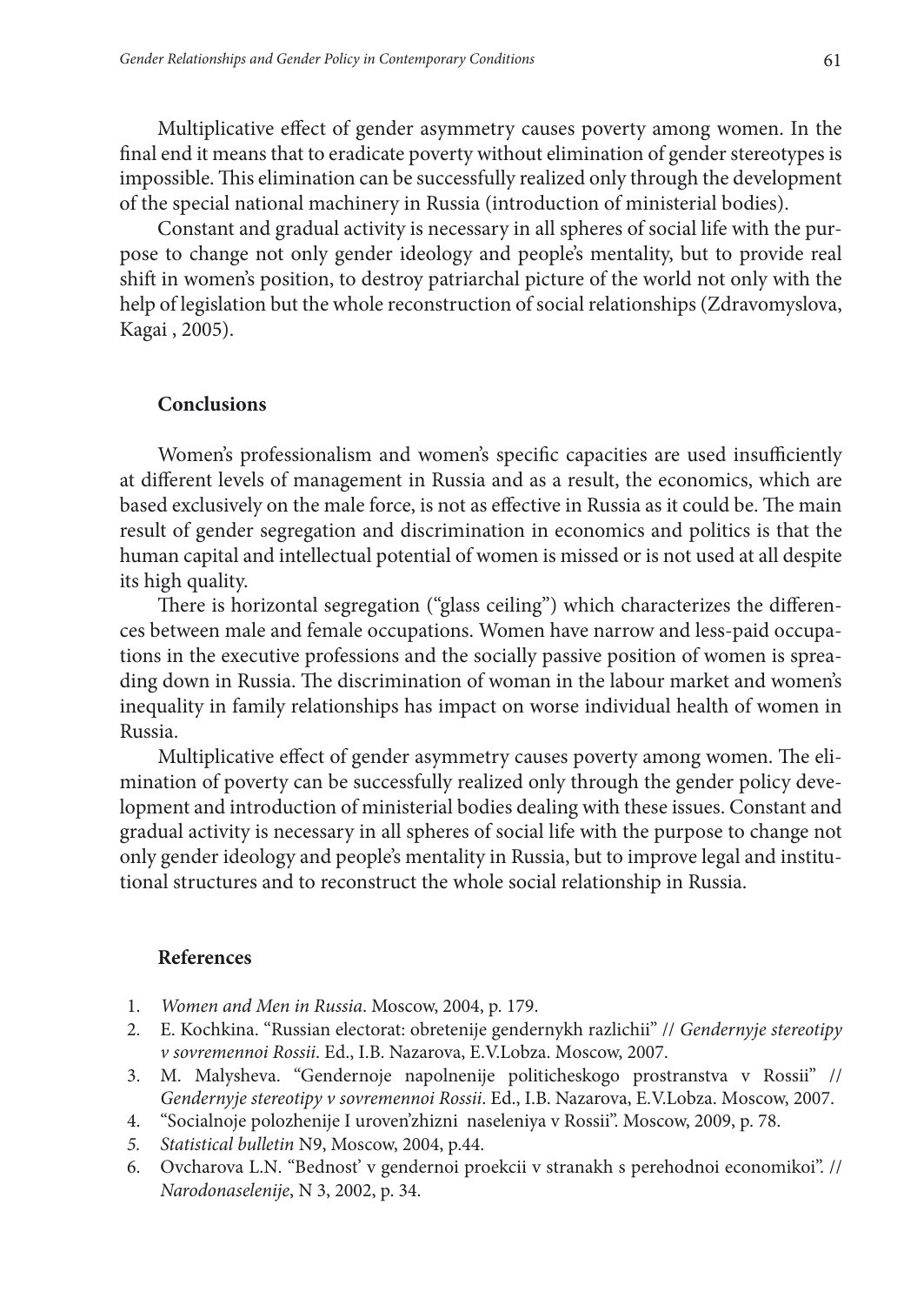Multiplicative effect of gender asymmetry causes poverty among women. In the final end it means that to eradicate poverty without elimination of gender stereotypes is impossible. This elimination can be successfully realized only through the development of the special national machinery in Russia (introduction of ministerial bodies).

Constant and gradual activity is necessary in all spheres of social life with the purpose to change not only gender ideology and people's mentality, but to provide real shift in women's position, to destroy patriarchal picture of the world not only with the help of legislation but the whole reconstruction of social relationships (Zdravomyslova, Kagai , 2005).

## Conclusions

Women's professionalism and women's specific capacities are used insufficiently at different levels of management in Russia and as a result, the economics, which are based exclusively on the male force, is not as effective in Russia as it could be. The main result of gender segregation and discrimination in economics and politics is that the human capital and intellectual potential of women is missed or is not used at all despite its high quality.

There is horizontal segregation ("glass ceiling") which characterizes the differences between male and female occupations. Women have narrow and less-paid occupations in the executive professions and the socially passive position of women is spreading down in Russia. The discrimination of woman in the labour market and women's inequality in family relationships has impact on worse individual health of women in Russia.

Multiplicative effect of gender asymmetry causes poverty among women. The elimination of poverty can be successfully realized only through the gender policy development and introduction of ministerial bodies dealing with these issues. Constant and gradual activity is necessary in all spheres of social life with the purpose to change not only gender ideology and people's mentality in Russia, but to improve legal and institutional structures and to reconstruct the whole social relationship in Russia.

## References

1. *Women and Men in Russia*. Moscow, 2004, p. 179.
2. E. Kochkina. "Russian electorat: obretenije gendernykh razlichii" // *Gendernyje stereotipy v sovremennoi Rossii*. Ed., I.B. Nazarova, E.V.Lobza. Moscow, 2007.
3. M. Malysheva. "Gendernoje napolnenije politicheskogo prostranstva v Rossii" // *Gendernyje stereotipy v sovremennoi Rossii*. Ed., I.B. Nazarova, E.V.Lobza. Moscow, 2007.
4. "Socialnoje polozhenije I uroven'zhizni naseleniya v Rossii". Moscow, 2009, p. 78.
5. *Statistical bulletin* N9, Moscow, 2004, p.44.
6. Ovcharova L.N. "Bednost' v gendernoi proekcii v stranakh s perehodnoi economikoi". // *Narodonaselenije*, N 3, 2002, p. 34.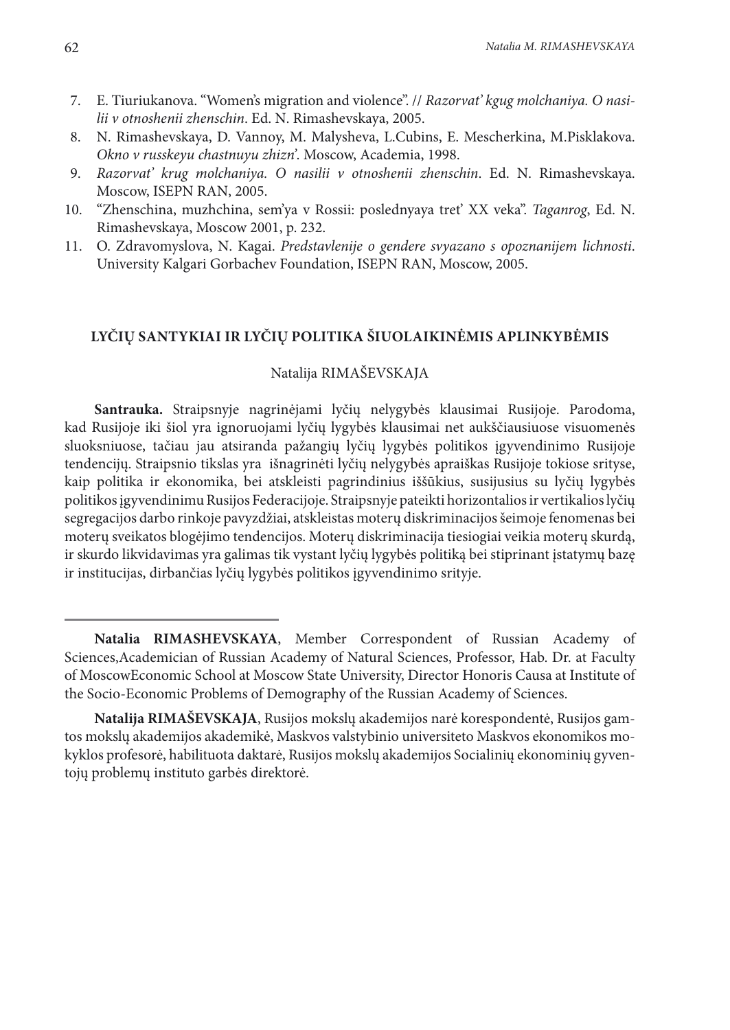7. E. Tiuriukanova. "Women's migration and violence". // *Razorvat' kgug molchaniya. O nasilii v otnoshenii zhenschin*. Ed. N. Rimashevskaya, 2005.
8. N. Rimashevskaya, D. Vannoy, M. Malysheva, L.Cubins, E. Mescherkina, M.Pisklakova. *Okno v russkeyu chastnuyu zhizn'*. Moscow, Academia, 1998.
9. *Razorvat' krug molchaniya. O nasilii v otnoshenii zhenschin*. Ed. N. Rimashevskaya. Moscow, ISEPN RAN, 2005.
10. "Zhenschina, muzhchina, sem'ya v Rossii: poslednyaya tret' XX veka". *Taganrog*, Ed. N. Rimashevskaya, Moscow 2001, p. 232.
11. O. Zdravomyslova, N. Kagai. *Predstavlenije o gendere svyazano s opoznanijem lichnosti*. University Kalgari Gorbachev Foundation, ISEPN RAN, Moscow, 2005.

## LYČIŲ SANTYKIAI IR LYČIŲ POLITIKA ŠIUOLAIKINĖMIS APLINKYBĖMIS

Natalija RIMAŠEVSKAJA

**Santrauka.** Straipsnyje nagrinėjami lyčių nelygybės klausimai Rusijoje. Parodoma, kad Rusijoje iki šiol yra ignoruojami lyčių lygybės klausimai net aukščiausiuose visuomenės sluoksniuose, tačiau jau atsiranda pažangių lyčių lygybės politikos įgyvendinimo Rusijoje tendencijų. Straipsnio tikslas yra išnagrinėti lyčių nelygybės apraiškas Rusijoje tokiose srityse, kaip politika ir ekonomika, bei atskleisti pagrindinius iššūkius, susijusius su lyčių lygybės politikos įgyvendinimu Rusijos Federacijoje. Straipsnyje pateikti horizontalios ir vertikalios lyčių segregacijos darbo rinkoje pavyzdžiai, atskleistas moterų diskriminacijos šeimoje fenomenas bei moterų sveikatos blogėjimo tendencijos. Moterų diskriminacija tiesiogiai veikia moterų skurdą, ir skurdo likvidavimas yra galimas tik vystant lyčių lygybės politiką bei stiprinant įstatymų bazę ir institucijas, dirbančias lyčių lygybės politikos įgyvendinimo srityje.

---

**Natalia RIMASHEVSKAYA**, Member Correspondent of Russian Academy of Sciences,Academician of Russian Academy of Natural Sciences, Professor, Hab. Dr. at Faculty of MoscowEconomic School at Moscow State University, Director Honoris Causa at Institute of the Socio-Economic Problems of Demography of the Russian Academy of Sciences.

**Natalija RIMAŠEVSKAJA**, Rusijos mokslų akademijos narė korespondentė, Rusijos gamtos mokslų akademijos akademikė, Maskvos valstybinio universiteto Maskvos ekonomikos mokyklos profesorė, habilituota daktarė, Rusijos mokslų akademijos Socialinių ekonominių gyventojų problemų instituto garbės direktorė.